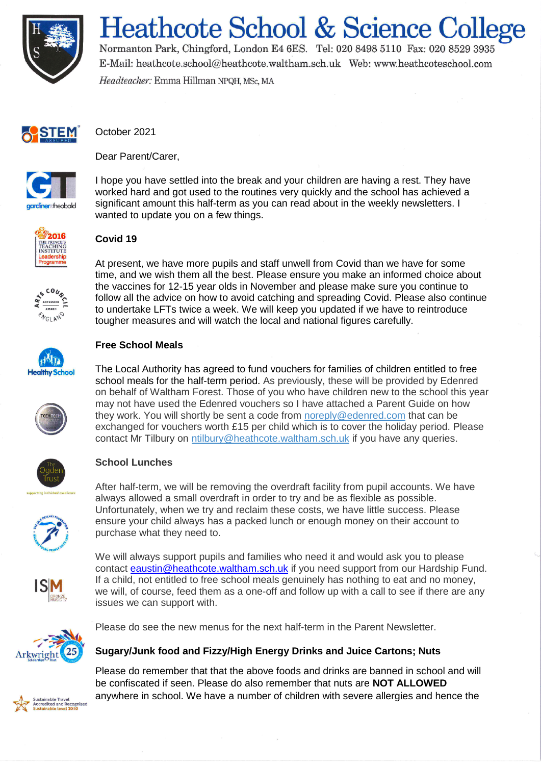# Heathcote School & Science College

Normanton Park, Chingford, London E4 6ES. Tel: 020 8498 5110 Fax: 020 8529 3935
E-Mail: heathcote.school@heathcote.waltham.sch.uk Web: www.heathcoteschool.com
*Headteacher:* Emma Hillman NPQH, MSc, MA

October 2021

Dear Parent/Carer,

I hope you have settled into the break and your children are having a rest. They have worked hard and got used to the routines very quickly and the school has achieved a significant amount this half-term as you can read about in the weekly newsletters. I wanted to update you on a few things.

**Covid 19**

At present, we have more pupils and staff unwell from Covid than we have for some time, and we wish them all the best. Please ensure you make an informed choice about the vaccines for 12-15 year olds in November and please make sure you continue to follow all the advice on how to avoid catching and spreading Covid. Please also continue to undertake LFTs twice a week. We will keep you updated if we have to reintroduce tougher measures and will watch the local and national figures carefully.

**Free School Meals**

The Local Authority has agreed to fund vouchers for families of children entitled to free school meals for the half-term period. As previously, these will be provided by Edenred on behalf of Waltham Forest. Those of you who have children new to the school this year may not have used the Edenred vouchers so I have attached a Parent Guide on how they work. You will shortly be sent a code from noreply@edenred.com that can be exchanged for vouchers worth £15 per child which is to cover the holiday period. Please contact Mr Tilbury on ntilbury@heathcote.waltham.sch.uk if you have any queries.

**School Lunches**

After half-term, we will be removing the overdraft facility from pupil accounts. We have always allowed a small overdraft in order to try and be as flexible as possible. Unfortunately, when we try and reclaim these costs, we have little success. Please ensure your child always has a packed lunch or enough money on their account to purchase what they need to.

We will always support pupils and families who need it and would ask you to please contact eaustin@heathcote.waltham.sch.uk if you need support from our Hardship Fund. If a child, not entitled to free school meals genuinely has nothing to eat and no money, we will, of course, feed them as a one-off and follow up with a call to see if there are any issues we can support with.

Please do see the new menus for the next half-term in the Parent Newsletter.

**Sugary/Junk food and Fizzy/High Energy Drinks and Juice Cartons; Nuts**

Please do remember that that the above foods and drinks are banned in school and will be confiscated if seen. Please do also remember that nuts are **NOT ALLOWED** anywhere in school. We have a number of children with severe allergies and hence the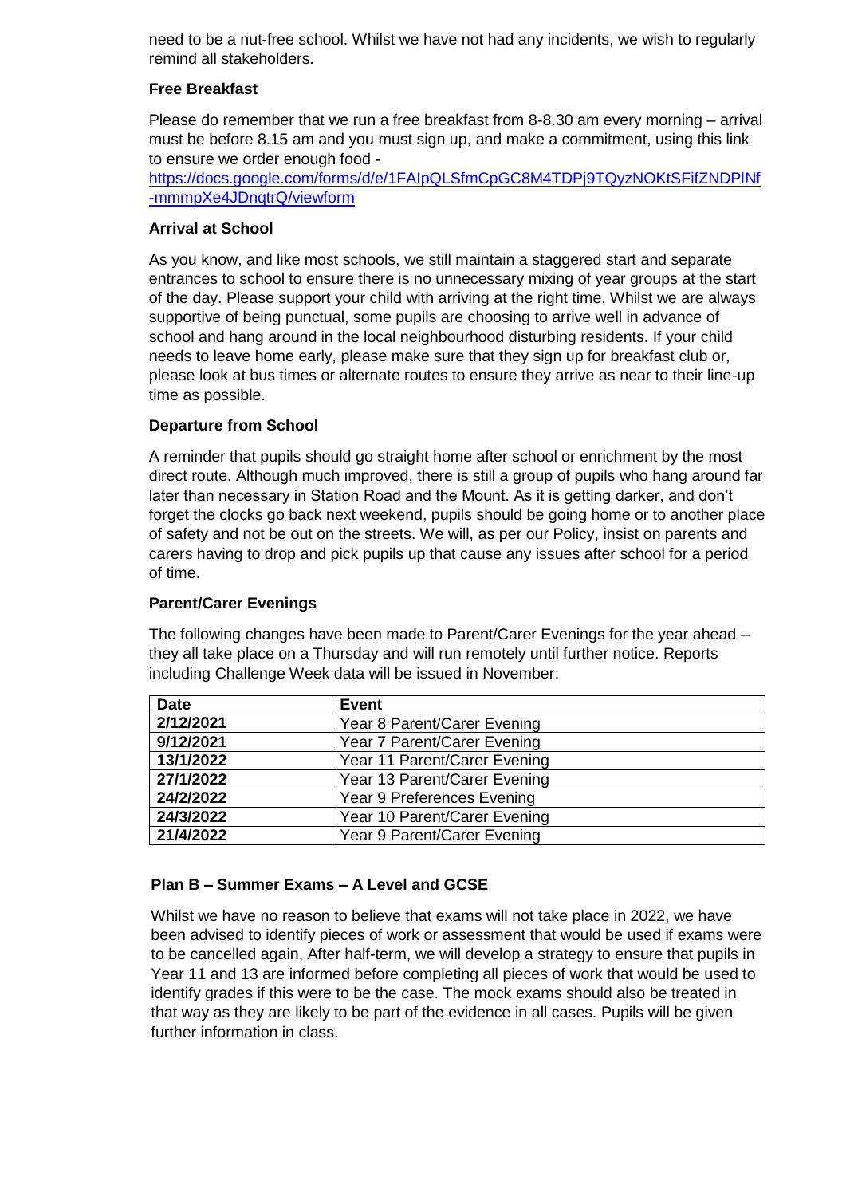need to be a nut-free school. Whilst we have not had any incidents, we wish to regularly remind all stakeholders.

**Free Breakfast**

Please do remember that we run a free breakfast from 8-8.30 am every morning – arrival must be before 8.15 am and you must sign up, and make a commitment, using this link to ensure we order enough food - https://docs.google.com/forms/d/e/1FAIpQLSfmCpGC8M4TDPj9TQyzNOKtSFifZNDPlNf-mmmpXe4JDnqtrQ/viewform

**Arrival at School**

As you know, and like most schools, we still maintain a staggered start and separate entrances to school to ensure there is no unnecessary mixing of year groups at the start of the day. Please support your child with arriving at the right time. Whilst we are always supportive of being punctual, some pupils are choosing to arrive well in advance of school and hang around in the local neighbourhood disturbing residents. If your child needs to leave home early, please make sure that they sign up for breakfast club or, please look at bus times or alternate routes to ensure they arrive as near to their line-up time as possible.

**Departure from School**

A reminder that pupils should go straight home after school or enrichment by the most direct route. Although much improved, there is still a group of pupils who hang around far later than necessary in Station Road and the Mount. As it is getting darker, and don't forget the clocks go back next weekend, pupils should be going home or to another place of safety and not be out on the streets. We will, as per our Policy, insist on parents and carers having to drop and pick pupils up that cause any issues after school for a period of time.

**Parent/Carer Evenings**

The following changes have been made to Parent/Carer Evenings for the year ahead – they all take place on a Thursday and will run remotely until further notice. Reports including Challenge Week data will be issued in November:

| Date | Event |
|---|---|
| 2/12/2021 | Year 8 Parent/Carer Evening |
| 9/12/2021 | Year 7 Parent/Carer Evening |
| 13/1/2022 | Year 11 Parent/Carer Evening |
| 27/1/2022 | Year 13 Parent/Carer Evening |
| 24/2/2022 | Year 9 Preferences Evening |
| 24/3/2022 | Year 10 Parent/Carer Evening |
| 21/4/2022 | Year 9 Parent/Carer Evening |

**Plan B – Summer Exams – A Level and GCSE**

Whilst we have no reason to believe that exams will not take place in 2022, we have been advised to identify pieces of work or assessment that would be used if exams were to be cancelled again, After half-term, we will develop a strategy to ensure that pupils in Year 11 and 13 are informed before completing all pieces of work that would be used to identify grades if this were to be the case. The mock exams should also be treated in that way as they are likely to be part of the evidence in all cases. Pupils will be given further information in class.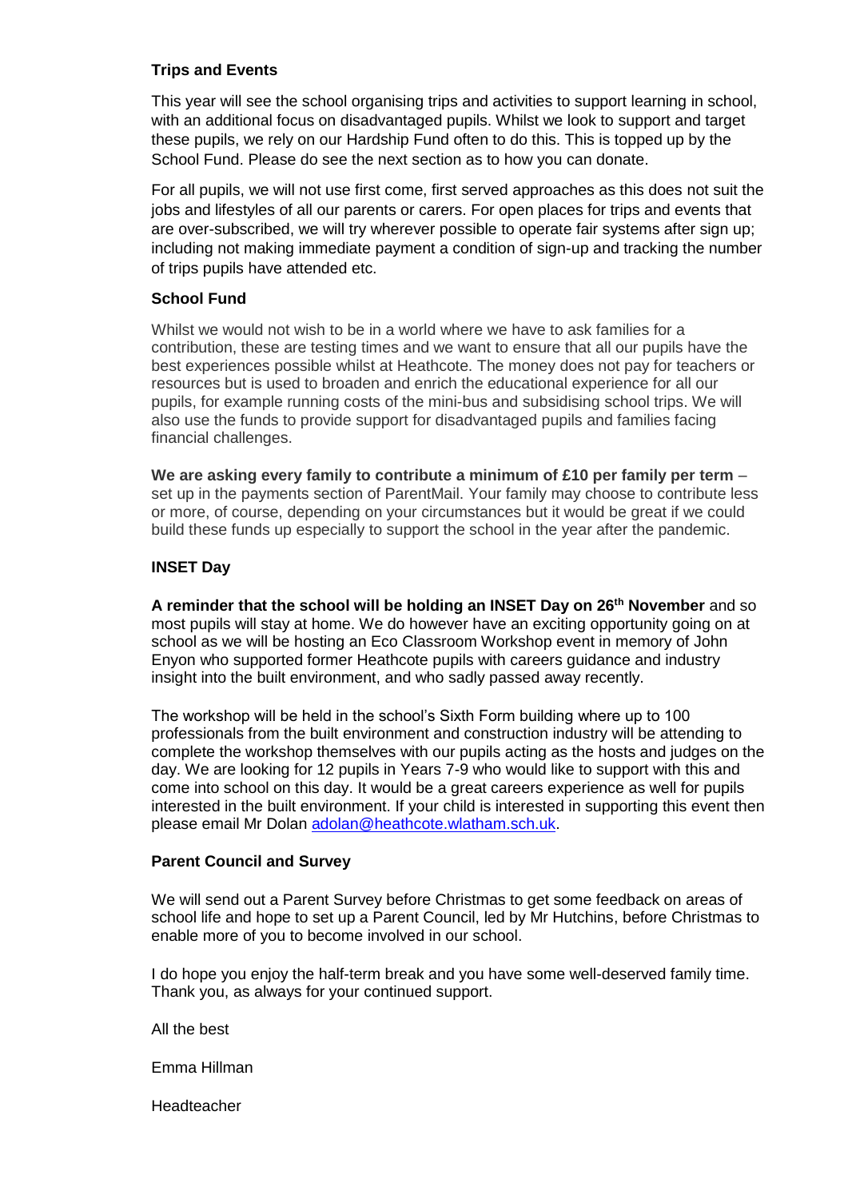### Trips and Events

This year will see the school organising trips and activities to support learning in school, with an additional focus on disadvantaged pupils. Whilst we look to support and target these pupils, we rely on our Hardship Fund often to do this. This is topped up by the School Fund. Please do see the next section as to how you can donate.

For all pupils, we will not use first come, first served approaches as this does not suit the jobs and lifestyles of all our parents or carers. For open places for trips and events that are over-subscribed, we will try wherever possible to operate fair systems after sign up; including not making immediate payment a condition of sign-up and tracking the number of trips pupils have attended etc.

### School Fund

Whilst we would not wish to be in a world where we have to ask families for a contribution, these are testing times and we want to ensure that all our pupils have the best experiences possible whilst at Heathcote. The money does not pay for teachers or resources but is used to broaden and enrich the educational experience for all our pupils, for example running costs of the mini-bus and subsidising school trips. We will also use the funds to provide support for disadvantaged pupils and families facing financial challenges.

**We are asking every family to contribute a minimum of £10 per family per term** – set up in the payments section of ParentMail. Your family may choose to contribute less or more, of course, depending on your circumstances but it would be great if we could build these funds up especially to support the school in the year after the pandemic.

### INSET Day

**A reminder that the school will be holding an INSET Day on 26th November** and so most pupils will stay at home. We do however have an exciting opportunity going on at school as we will be hosting an Eco Classroom Workshop event in memory of John Enyon who supported former Heathcote pupils with careers guidance and industry insight into the built environment, and who sadly passed away recently.

The workshop will be held in the school's Sixth Form building where up to 100 professionals from the built environment and construction industry will be attending to complete the workshop themselves with our pupils acting as the hosts and judges on the day. We are looking for 12 pupils in Years 7-9 who would like to support with this and come into school on this day. It would be a great careers experience as well for pupils interested in the built environment. If your child is interested in supporting this event then please email Mr Dolan adolan@heathcote.wlatham.sch.uk.

### Parent Council and Survey

We will send out a Parent Survey before Christmas to get some feedback on areas of school life and hope to set up a Parent Council, led by Mr Hutchins, before Christmas to enable more of you to become involved in our school.

I do hope you enjoy the half-term break and you have some well-deserved family time. Thank you, as always for your continued support.

All the best

Emma Hillman

Headteacher